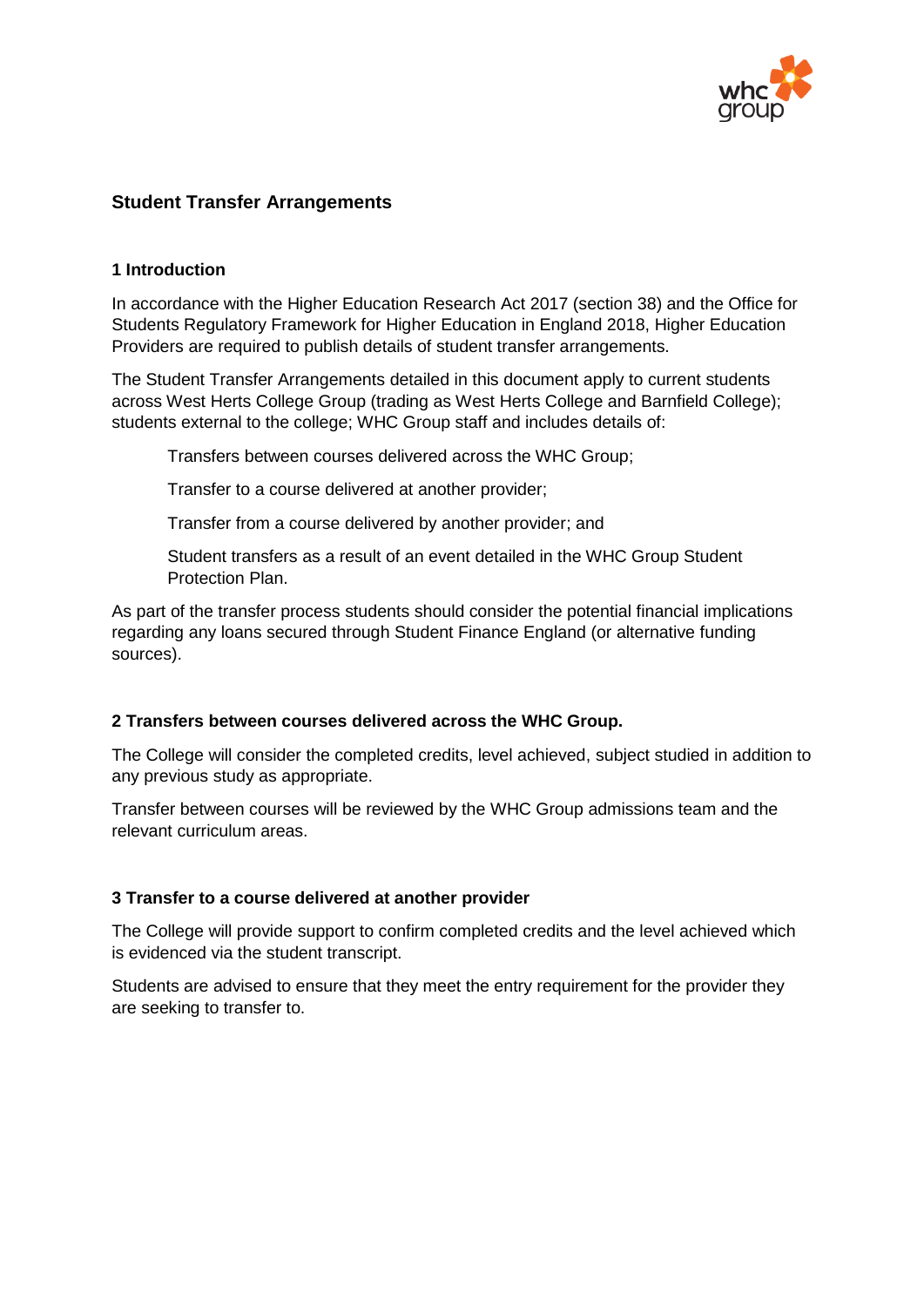## Student Transfer Arrangements

### 1 Introduction

In accordance with the Higher Education Research Act 2017 (section 38) and the Office for Students Regulatory Framework for Higher Education in England 2018, Higher Education Providers are required to publish details of student transfer arrangements.

The Student Transfer Arrangements detailed in this document apply to current students across West Herts College Group (trading as West Herts College and Barnfield College); students external to the college; WHC Group staff and includes details of:

Transfers between courses delivered across the WHC Group;

Transfer to a course delivered at another provider;

Transfer from a course delivered by another provider; and

Student transfers as a result of an event detailed in the WHC Group Student Protection Plan.

As part of the transfer process students should consider the potential financial implications regarding any loans secured through Student Finance England (or alternative funding sources).

### 2 Transfers between courses delivered across the WHC Group.

The College will consider the completed credits, level achieved, subject studied in addition to any previous study as appropriate.

Transfer between courses will be reviewed by the WHC Group admissions team and the relevant curriculum areas.

### 3 Transfer to a course delivered at another provider

The College will provide support to confirm completed credits and the level achieved which is evidenced via the student transcript.

Students are advised to ensure that they meet the entry requirement for the provider they are seeking to transfer to.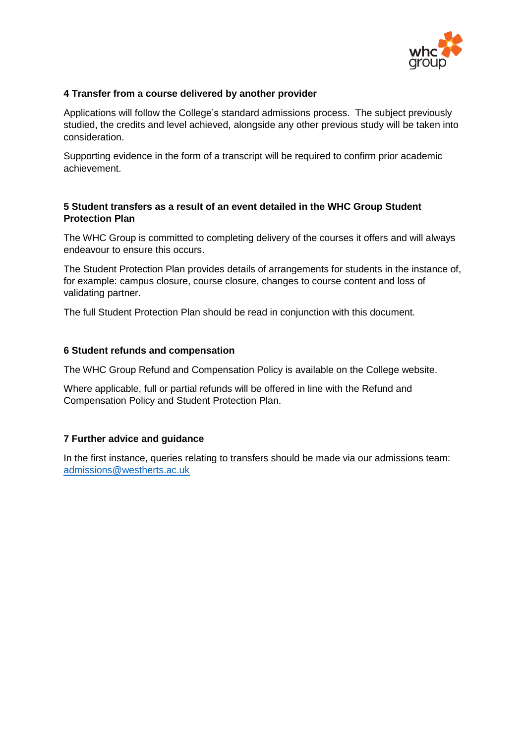## 4 Transfer from a course delivered by another provider

Applications will follow the College's standard admissions process. The subject previously studied, the credits and level achieved, alongside any other previous study will be taken into consideration.

Supporting evidence in the form of a transcript will be required to confirm prior academic achievement.

## 5 Student transfers as a result of an event detailed in the WHC Group Student Protection Plan

The WHC Group is committed to completing delivery of the courses it offers and will always endeavour to ensure this occurs.

The Student Protection Plan provides details of arrangements for students in the instance of, for example: campus closure, course closure, changes to course content and loss of validating partner.

The full Student Protection Plan should be read in conjunction with this document.

## 6 Student refunds and compensation

The WHC Group Refund and Compensation Policy is available on the College website.

Where applicable, full or partial refunds will be offered in line with the Refund and Compensation Policy and Student Protection Plan.

## 7 Further advice and guidance

In the first instance, queries relating to transfers should be made via our admissions team: admissions@westherts.ac.uk